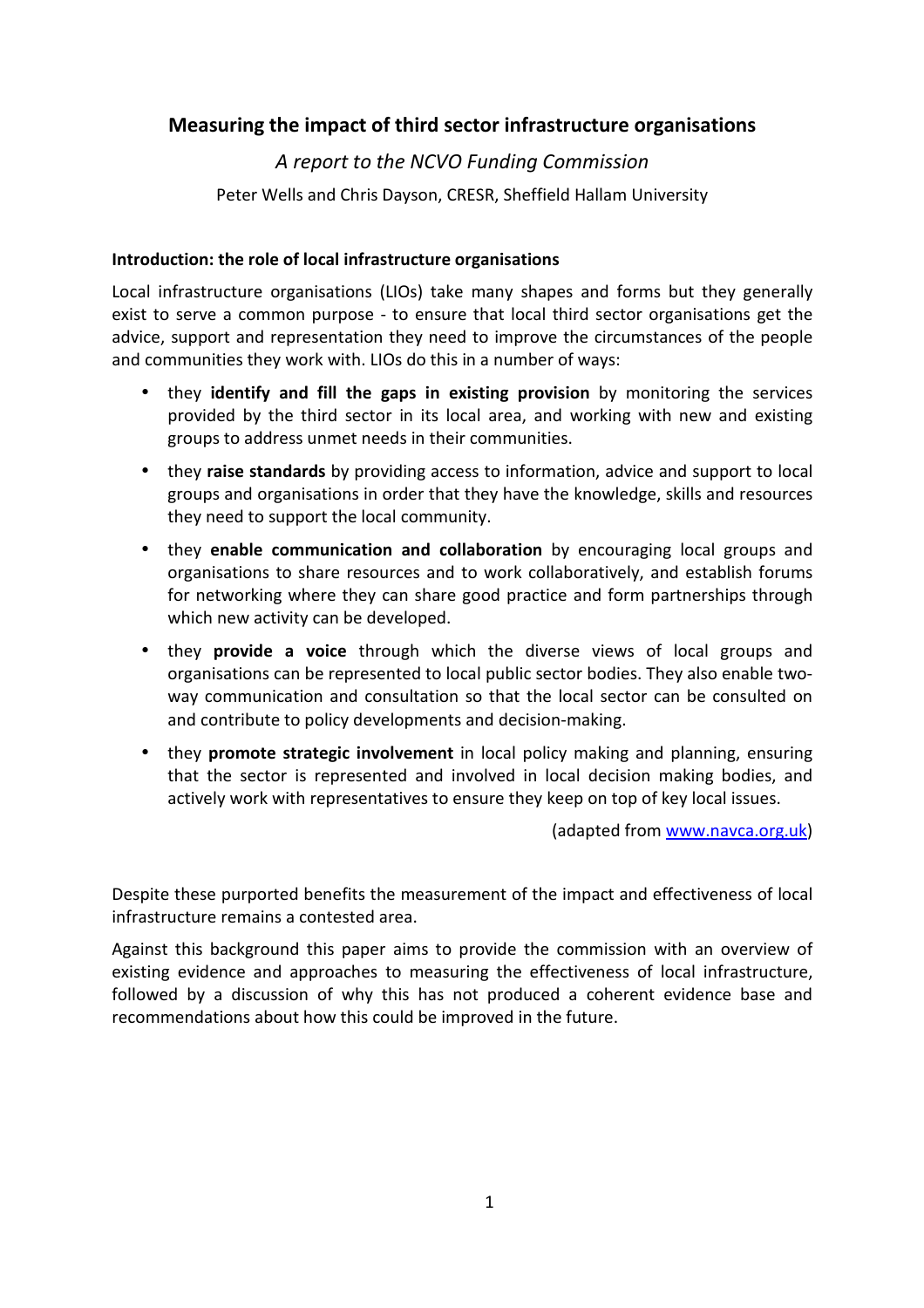# Measuring the impact of third sector infrastructure organisations

*A report to the NCVO Funding Commission*

Peter Wells and Chris Dayson, CRESR, Sheffield Hallam University

### Introduction: the role of local infrastructure organisations

Local infrastructure organisations (LIOs) take many shapes and forms but they generally exist to serve a common purpose - to ensure that local third sector organisations get the advice, support and representation they need to improve the circumstances of the people and communities they work with. LIOs do this in a number of ways:

- they **identify and fill the gaps in existing provision** by monitoring the services provided by the third sector in its local area, and working with new and existing groups to address unmet needs in their communities.
- they **raise standards** by providing access to information, advice and support to local groups and organisations in order that they have the knowledge, skills and resources they need to support the local community.
- they **enable communication and collaboration** by encouraging local groups and organisations to share resources and to work collaboratively, and establish forums for networking where they can share good practice and form partnerships through which new activity can be developed.
- they **provide a voice** through which the diverse views of local groups and organisations can be represented to local public sector bodies. They also enable two-way communication and consultation so that the local sector can be consulted on and contribute to policy developments and decision-making.
- they **promote strategic involvement** in local policy making and planning, ensuring that the sector is represented and involved in local decision making bodies, and actively work with representatives to ensure they keep on top of key local issues.

(adapted from [www.navca.org.uk](http://www.navca.org.uk))

Despite these purported benefits the measurement of the impact and effectiveness of local infrastructure remains a contested area.

Against this background this paper aims to provide the commission with an overview of existing evidence and approaches to measuring the effectiveness of local infrastructure, followed by a discussion of why this has not produced a coherent evidence base and recommendations about how this could be improved in the future.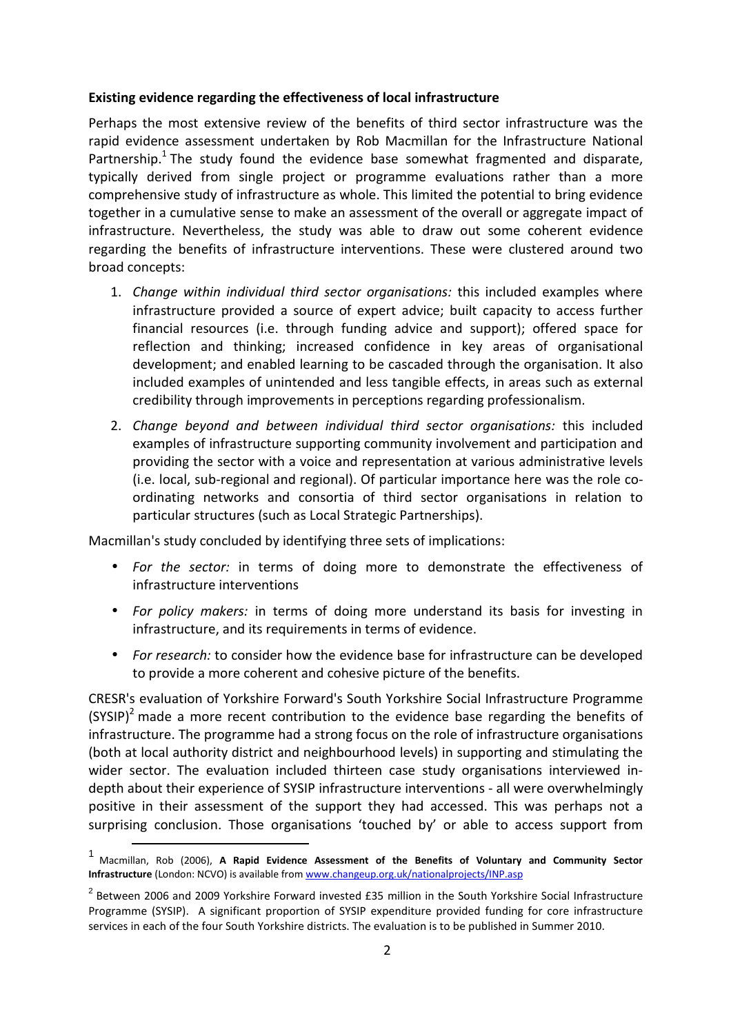**Existing evidence regarding the effectiveness of local infrastructure**

Perhaps the most extensive review of the benefits of third sector infrastructure was the rapid evidence assessment undertaken by Rob Macmillan for the Infrastructure National Partnership.[1] The study found the evidence base somewhat fragmented and disparate, typically derived from single project or programme evaluations rather than a more comprehensive study of infrastructure as whole. This limited the potential to bring evidence together in a cumulative sense to make an assessment of the overall or aggregate impact of infrastructure. Nevertheless, the study was able to draw out some coherent evidence regarding the benefits of infrastructure interventions. These were clustered around two broad concepts:

1. *Change within individual third sector organisations:* this included examples where infrastructure provided a source of expert advice; built capacity to access further financial resources (i.e. through funding advice and support); offered space for reflection and thinking; increased confidence in key areas of organisational development; and enabled learning to be cascaded through the organisation. It also included examples of unintended and less tangible effects, in areas such as external credibility through improvements in perceptions regarding professionalism.
2. *Change beyond and between individual third sector organisations:* this included examples of infrastructure supporting community involvement and participation and providing the sector with a voice and representation at various administrative levels (i.e. local, sub-regional and regional). Of particular importance here was the role co-ordinating networks and consortia of third sector organisations in relation to particular structures (such as Local Strategic Partnerships).

Macmillan's study concluded by identifying three sets of implications:

- *For the sector:* in terms of doing more to demonstrate the effectiveness of infrastructure interventions
- *For policy makers:* in terms of doing more understand its basis for investing in infrastructure, and its requirements in terms of evidence.
- *For research:* to consider how the evidence base for infrastructure can be developed to provide a more coherent and cohesive picture of the benefits.

CRESR's evaluation of Yorkshire Forward's South Yorkshire Social Infrastructure Programme (SYSIP)[2] made a more recent contribution to the evidence base regarding the benefits of infrastructure. The programme had a strong focus on the role of infrastructure organisations (both at local authority district and neighbourhood levels) in supporting and stimulating the wider sector. The evaluation included thirteen case study organisations interviewed in-depth about their experience of SYSIP infrastructure interventions - all were overwhelmingly positive in their assessment of the support they had accessed. This was perhaps not a surprising conclusion. Those organisations 'touched by' or able to access support from

---

[1] Macmillan, Rob (2006), **A Rapid Evidence Assessment of the Benefits of Voluntary and Community Sector Infrastructure** (London: NCVO) is available from www.changeup.org.uk/nationalprojects/INP.asp

[2] Between 2006 and 2009 Yorkshire Forward invested £35 million in the South Yorkshire Social Infrastructure Programme (SYSIP). A significant proportion of SYSIP expenditure provided funding for core infrastructure services in each of the four South Yorkshire districts. The evaluation is to be published in Summer 2010.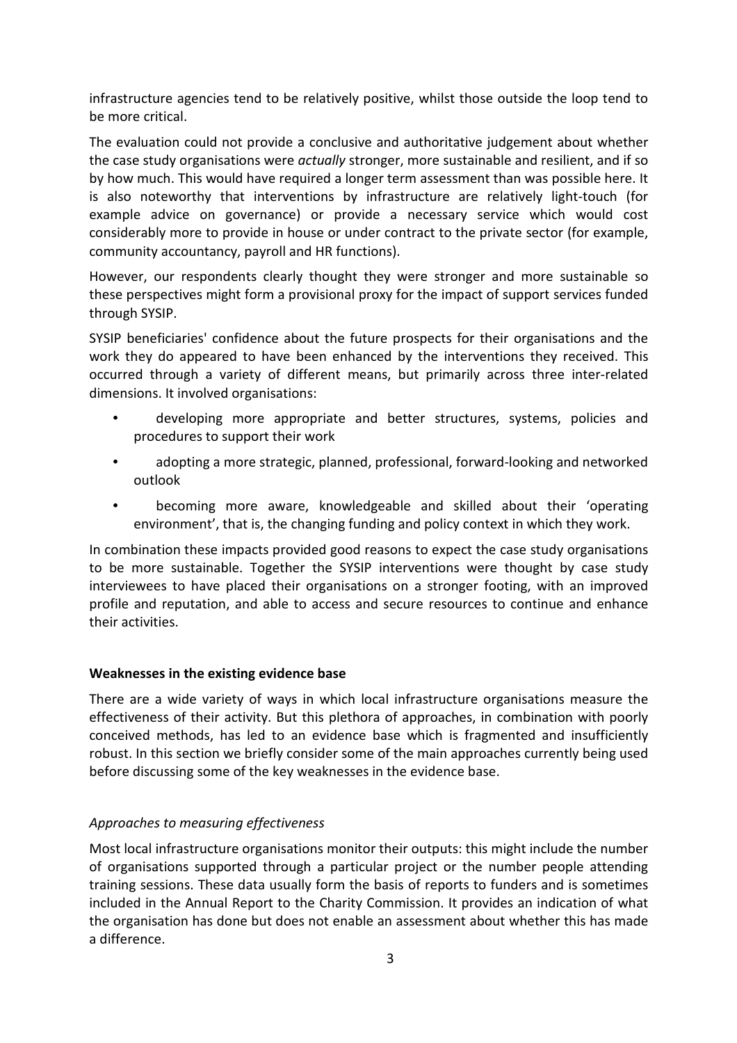infrastructure agencies tend to be relatively positive, whilst those outside the loop tend to be more critical.

The evaluation could not provide a conclusive and authoritative judgement about whether the case study organisations were *actually* stronger, more sustainable and resilient, and if so by how much. This would have required a longer term assessment than was possible here. It is also noteworthy that interventions by infrastructure are relatively light-touch (for example advice on governance) or provide a necessary service which would cost considerably more to provide in house or under contract to the private sector (for example, community accountancy, payroll and HR functions).

However, our respondents clearly thought they were stronger and more sustainable so these perspectives might form a provisional proxy for the impact of support services funded through SYSIP.

SYSIP beneficiaries' confidence about the future prospects for their organisations and the work they do appeared to have been enhanced by the interventions they received. This occurred through a variety of different means, but primarily across three inter-related dimensions. It involved organisations:

- developing more appropriate and better structures, systems, policies and procedures to support their work
- adopting a more strategic, planned, professional, forward-looking and networked outlook
- becoming more aware, knowledgeable and skilled about their 'operating environment', that is, the changing funding and policy context in which they work.

In combination these impacts provided good reasons to expect the case study organisations to be more sustainable. Together the SYSIP interventions were thought by case study interviewees to have placed their organisations on a stronger footing, with an improved profile and reputation, and able to access and secure resources to continue and enhance their activities.

**Weaknesses in the existing evidence base**

There are a wide variety of ways in which local infrastructure organisations measure the effectiveness of their activity. But this plethora of approaches, in combination with poorly conceived methods, has led to an evidence base which is fragmented and insufficiently robust. In this section we briefly consider some of the main approaches currently being used before discussing some of the key weaknesses in the evidence base.

*Approaches to measuring effectiveness*

Most local infrastructure organisations monitor their outputs: this might include the number of organisations supported through a particular project or the number people attending training sessions. These data usually form the basis of reports to funders and is sometimes included in the Annual Report to the Charity Commission. It provides an indication of what the organisation has done but does not enable an assessment about whether this has made a difference.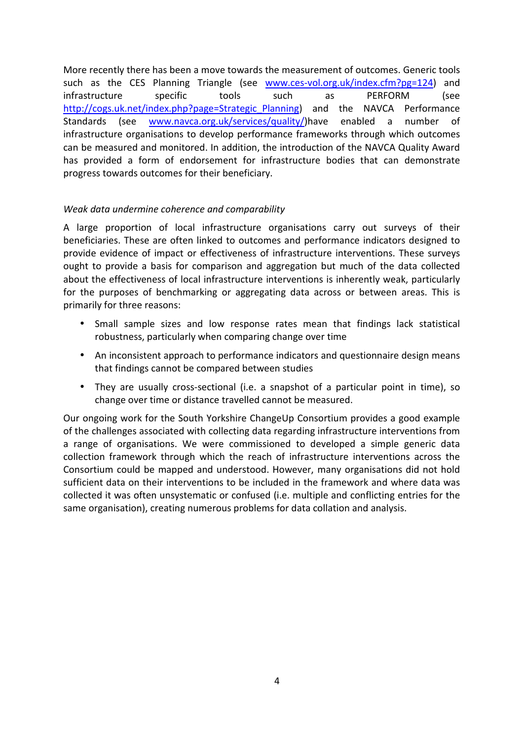More recently there has been a move towards the measurement of outcomes. Generic tools such as the CES Planning Triangle (see www.ces-vol.org.uk/index.cfm?pg=124) and infrastructure specific tools such as PERFORM (see http://cogs.uk.net/index.php?page=Strategic_Planning) and the NAVCA Performance Standards (see www.navca.org.uk/services/quality/)have enabled a number of infrastructure organisations to develop performance frameworks through which outcomes can be measured and monitored. In addition, the introduction of the NAVCA Quality Award has provided a form of endorsement for infrastructure bodies that can demonstrate progress towards outcomes for their beneficiary.

*Weak data undermine coherence and comparability*

A large proportion of local infrastructure organisations carry out surveys of their beneficiaries. These are often linked to outcomes and performance indicators designed to provide evidence of impact or effectiveness of infrastructure interventions. These surveys ought to provide a basis for comparison and aggregation but much of the data collected about the effectiveness of local infrastructure interventions is inherently weak, particularly for the purposes of benchmarking or aggregating data across or between areas. This is primarily for three reasons:

- Small sample sizes and low response rates mean that findings lack statistical robustness, particularly when comparing change over time
- An inconsistent approach to performance indicators and questionnaire design means that findings cannot be compared between studies
- They are usually cross-sectional (i.e. a snapshot of a particular point in time), so change over time or distance travelled cannot be measured.

Our ongoing work for the South Yorkshire ChangeUp Consortium provides a good example of the challenges associated with collecting data regarding infrastructure interventions from a range of organisations. We were commissioned to developed a simple generic data collection framework through which the reach of infrastructure interventions across the Consortium could be mapped and understood. However, many organisations did not hold sufficient data on their interventions to be included in the framework and where data was collected it was often unsystematic or confused (i.e. multiple and conflicting entries for the same organisation), creating numerous problems for data collation and analysis.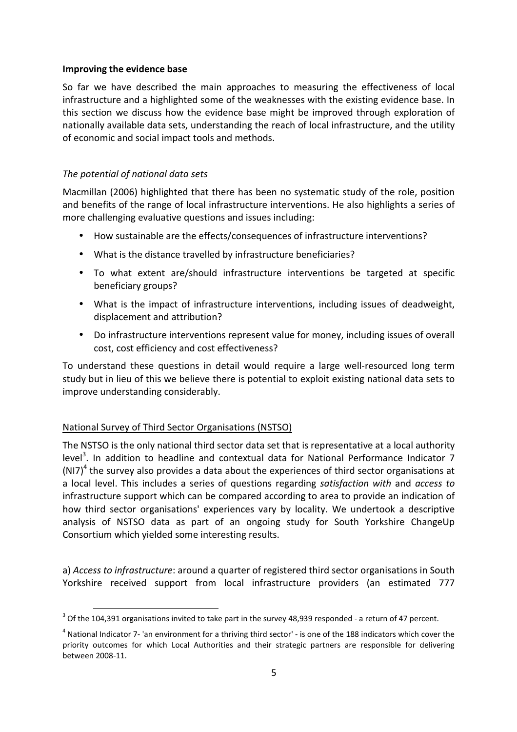**Improving the evidence base**

So far we have described the main approaches to measuring the effectiveness of local infrastructure and a highlighted some of the weaknesses with the existing evidence base. In this section we discuss how the evidence base might be improved through exploration of nationally available data sets, understanding the reach of local infrastructure, and the utility of economic and social impact tools and methods.

*The potential of national data sets*

Macmillan (2006) highlighted that there has been no systematic study of the role, position and benefits of the range of local infrastructure interventions. He also highlights a series of more challenging evaluative questions and issues including:

- How sustainable are the effects/consequences of infrastructure interventions?
- What is the distance travelled by infrastructure beneficiaries?
- To what extent are/should infrastructure interventions be targeted at specific beneficiary groups?
- What is the impact of infrastructure interventions, including issues of deadweight, displacement and attribution?
- Do infrastructure interventions represent value for money, including issues of overall cost, cost efficiency and cost effectiveness?

To understand these questions in detail would require a large well-resourced long term study but in lieu of this we believe there is potential to exploit existing national data sets to improve understanding considerably.

National Survey of Third Sector Organisations (NSTSO)

The NSTSO is the only national third sector data set that is representative at a local authority level[3]. In addition to headline and contextual data for National Performance Indicator 7 (NI7)[4] the survey also provides a data about the experiences of third sector organisations at a local level. This includes a series of questions regarding *satisfaction with* and *access to* infrastructure support which can be compared according to area to provide an indication of how third sector organisations' experiences vary by locality. We undertook a descriptive analysis of NSTSO data as part of an ongoing study for South Yorkshire ChangeUp Consortium which yielded some interesting results.

a) *Access to infrastructure*: around a quarter of registered third sector organisations in South Yorkshire received support from local infrastructure providers (an estimated 777

[3] Of the 104,391 organisations invited to take part in the survey 48,939 responded - a return of 47 percent.

[4] National Indicator 7- 'an environment for a thriving third sector' - is one of the 188 indicators which cover the priority outcomes for which Local Authorities and their strategic partners are responsible for delivering between 2008-11.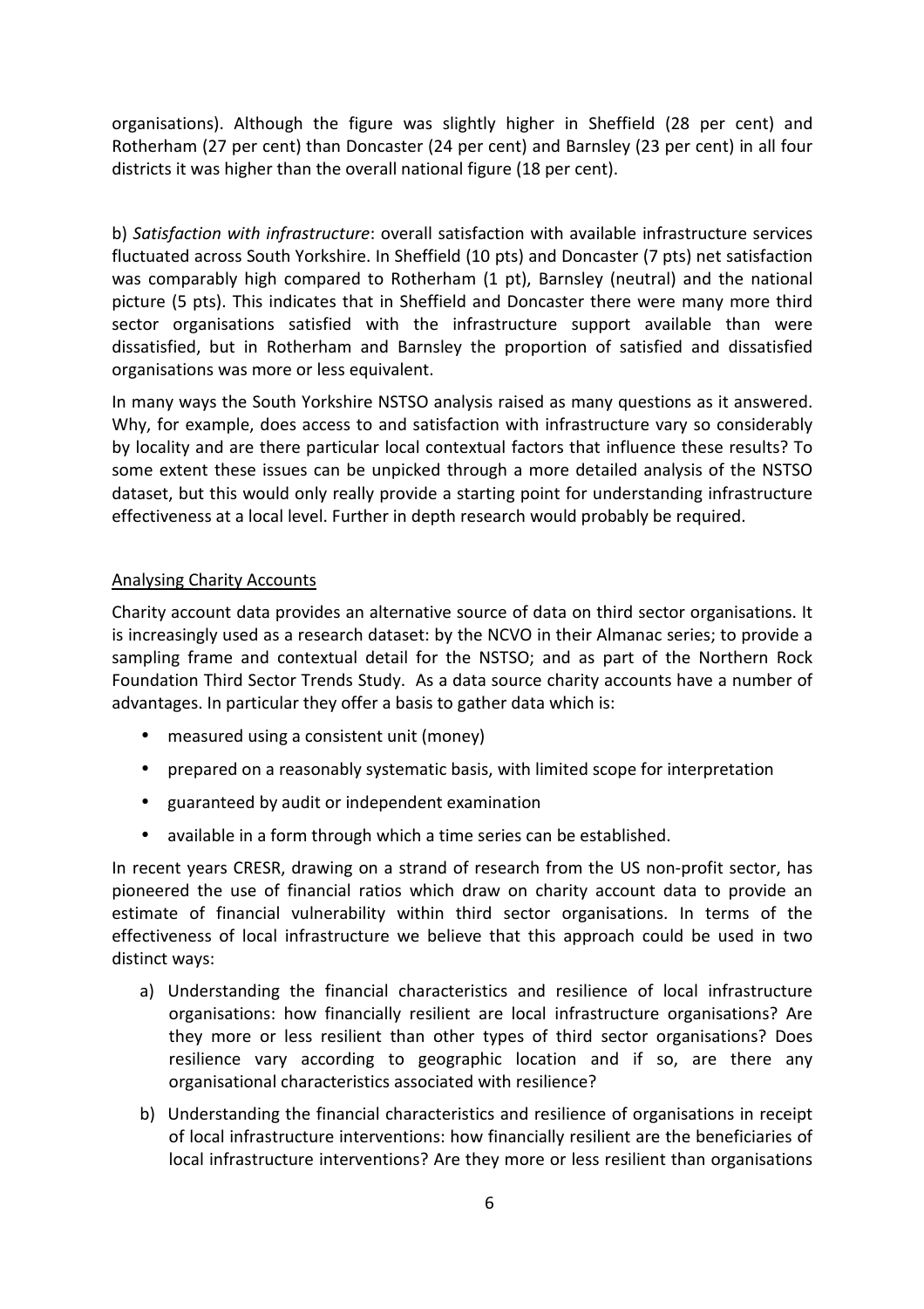organisations). Although the figure was slightly higher in Sheffield (28 per cent) and Rotherham (27 per cent) than Doncaster (24 per cent) and Barnsley (23 per cent) in all four districts it was higher than the overall national figure (18 per cent).

b) *Satisfaction with infrastructure*: overall satisfaction with available infrastructure services fluctuated across South Yorkshire. In Sheffield (10 pts) and Doncaster (7 pts) net satisfaction was comparably high compared to Rotherham (1 pt), Barnsley (neutral) and the national picture (5 pts). This indicates that in Sheffield and Doncaster there were many more third sector organisations satisfied with the infrastructure support available than were dissatisfied, but in Rotherham and Barnsley the proportion of satisfied and dissatisfied organisations was more or less equivalent.

In many ways the South Yorkshire NSTSO analysis raised as many questions as it answered. Why, for example, does access to and satisfaction with infrastructure vary so considerably by locality and are there particular local contextual factors that influence these results? To some extent these issues can be unpicked through a more detailed analysis of the NSTSO dataset, but this would only really provide a starting point for understanding infrastructure effectiveness at a local level. Further in depth research would probably be required.

## Analysing Charity Accounts

Charity account data provides an alternative source of data on third sector organisations. It is increasingly used as a research dataset: by the NCVO in their Almanac series; to provide a sampling frame and contextual detail for the NSTSO; and as part of the Northern Rock Foundation Third Sector Trends Study. As a data source charity accounts have a number of advantages. In particular they offer a basis to gather data which is:

- measured using a consistent unit (money)
- prepared on a reasonably systematic basis, with limited scope for interpretation
- guaranteed by audit or independent examination
- available in a form through which a time series can be established.

In recent years CRESR, drawing on a strand of research from the US non-profit sector, has pioneered the use of financial ratios which draw on charity account data to provide an estimate of financial vulnerability within third sector organisations. In terms of the effectiveness of local infrastructure we believe that this approach could be used in two distinct ways:

a) Understanding the financial characteristics and resilience of local infrastructure organisations: how financially resilient are local infrastructure organisations? Are they more or less resilient than other types of third sector organisations? Does resilience vary according to geographic location and if so, are there any organisational characteristics associated with resilience?

b) Understanding the financial characteristics and resilience of organisations in receipt of local infrastructure interventions: how financially resilient are the beneficiaries of local infrastructure interventions? Are they more or less resilient than organisations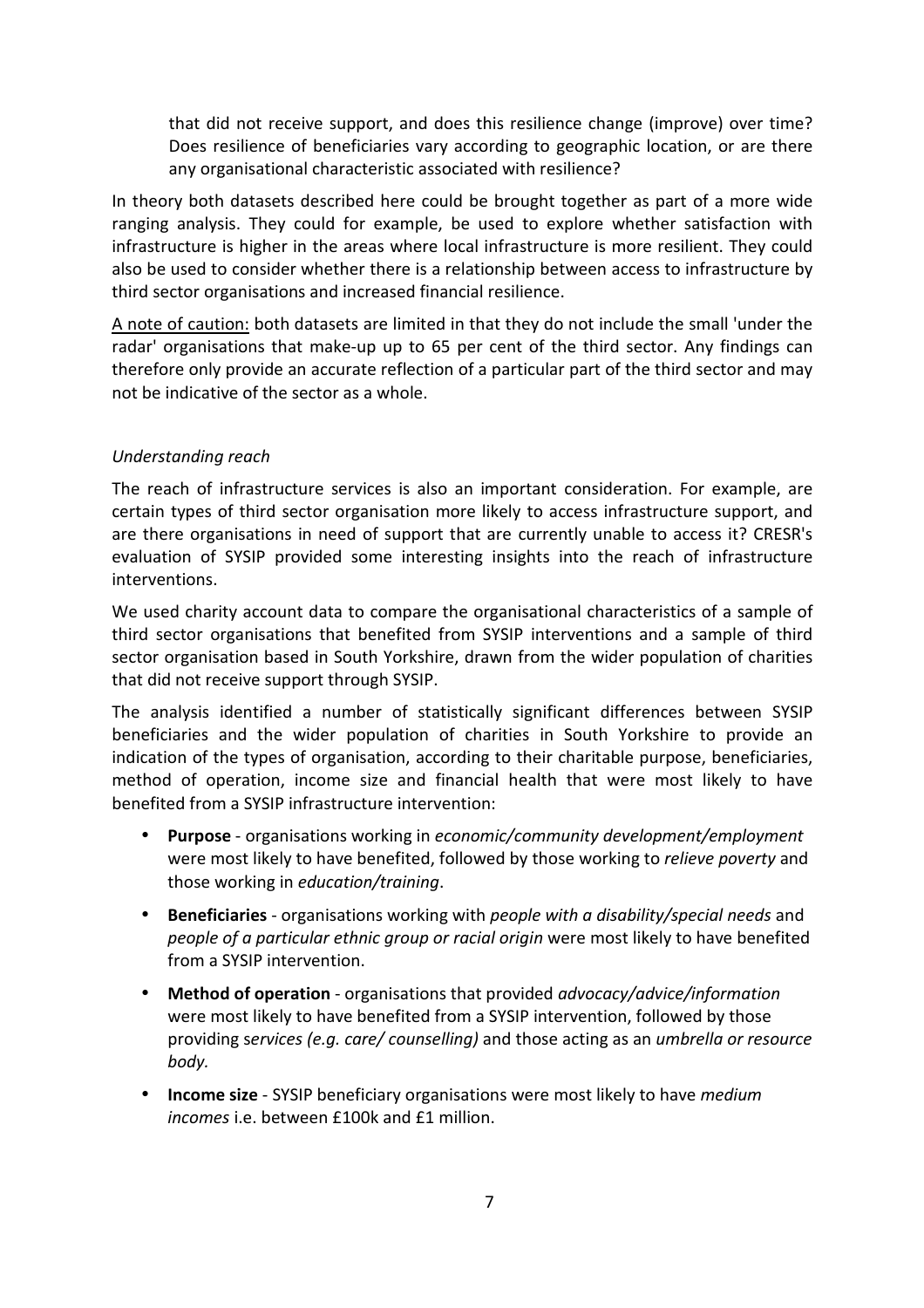that did not receive support, and does this resilience change (improve) over time? Does resilience of beneficiaries vary according to geographic location, or are there any organisational characteristic associated with resilience?

In theory both datasets described here could be brought together as part of a more wide ranging analysis. They could for example, be used to explore whether satisfaction with infrastructure is higher in the areas where local infrastructure is more resilient. They could also be used to consider whether there is a relationship between access to infrastructure by third sector organisations and increased financial resilience.

<u>A note of caution:</u> both datasets are limited in that they do not include the small 'under the radar' organisations that make-up up to 65 per cent of the third sector. Any findings can therefore only provide an accurate reflection of a particular part of the third sector and may not be indicative of the sector as a whole.

*Understanding reach*

The reach of infrastructure services is also an important consideration. For example, are certain types of third sector organisation more likely to access infrastructure support, and are there organisations in need of support that are currently unable to access it? CRESR's evaluation of SYSIP provided some interesting insights into the reach of infrastructure interventions.

We used charity account data to compare the organisational characteristics of a sample of third sector organisations that benefited from SYSIP interventions and a sample of third sector organisation based in South Yorkshire, drawn from the wider population of charities that did not receive support through SYSIP.

The analysis identified a number of statistically significant differences between SYSIP beneficiaries and the wider population of charities in South Yorkshire to provide an indication of the types of organisation, according to their charitable purpose, beneficiaries, method of operation, income size and financial health that were most likely to have benefited from a SYSIP infrastructure intervention:

- **Purpose** - organisations working in *economic/community development/employment* were most likely to have benefited, followed by those working to *relieve poverty* and those working in *education/training*.
- **Beneficiaries** - organisations working with *people with a disability/special needs* and *people of a particular ethnic group or racial origin* were most likely to have benefited from a SYSIP intervention.
- **Method of operation** - organisations that provided *advocacy/advice/information* were most likely to have benefited from a SYSIP intervention, followed by those providing s*ervices (e.g. care/ counselling)* and those acting as an *umbrella or resource body.*
- **Income size** - SYSIP beneficiary organisations were most likely to have *medium incomes* i.e. between £100k and £1 million.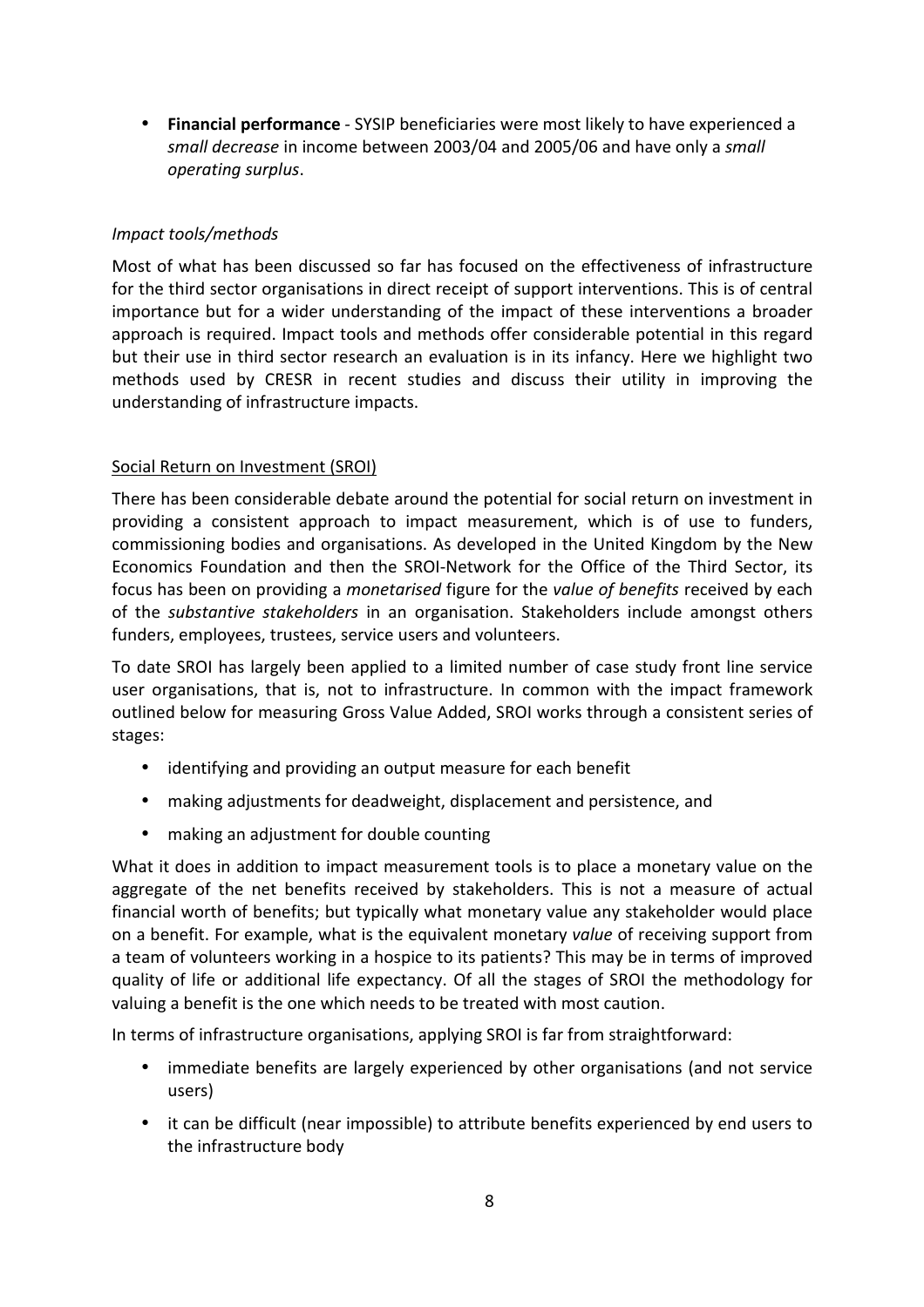- **Financial performance** - SYSIP beneficiaries were most likely to have experienced a *small decrease* in income between 2003/04 and 2005/06 and have only a *small operating surplus*.

*Impact tools/methods*

Most of what has been discussed so far has focused on the effectiveness of infrastructure for the third sector organisations in direct receipt of support interventions. This is of central importance but for a wider understanding of the impact of these interventions a broader approach is required. Impact tools and methods offer considerable potential in this regard but their use in third sector research an evaluation is in its infancy. Here we highlight two methods used by CRESR in recent studies and discuss their utility in improving the understanding of infrastructure impacts.

<u>Social Return on Investment (SROI)</u>

There has been considerable debate around the potential for social return on investment in providing a consistent approach to impact measurement, which is of use to funders, commissioning bodies and organisations. As developed in the United Kingdom by the New Economics Foundation and then the SROI-Network for the Office of the Third Sector, its focus has been on providing a *monetarised* figure for the *value of benefits* received by each of the *substantive stakeholders* in an organisation. Stakeholders include amongst others funders, employees, trustees, service users and volunteers.

To date SROI has largely been applied to a limited number of case study front line service user organisations, that is, not to infrastructure. In common with the impact framework outlined below for measuring Gross Value Added, SROI works through a consistent series of stages:

- identifying and providing an output measure for each benefit
- making adjustments for deadweight, displacement and persistence, and
- making an adjustment for double counting

What it does in addition to impact measurement tools is to place a monetary value on the aggregate of the net benefits received by stakeholders. This is not a measure of actual financial worth of benefits; but typically what monetary value any stakeholder would place on a benefit. For example, what is the equivalent monetary *value* of receiving support from a team of volunteers working in a hospice to its patients? This may be in terms of improved quality of life or additional life expectancy. Of all the stages of SROI the methodology for valuing a benefit is the one which needs to be treated with most caution.

In terms of infrastructure organisations, applying SROI is far from straightforward:

- immediate benefits are largely experienced by other organisations (and not service users)
- it can be difficult (near impossible) to attribute benefits experienced by end users to the infrastructure body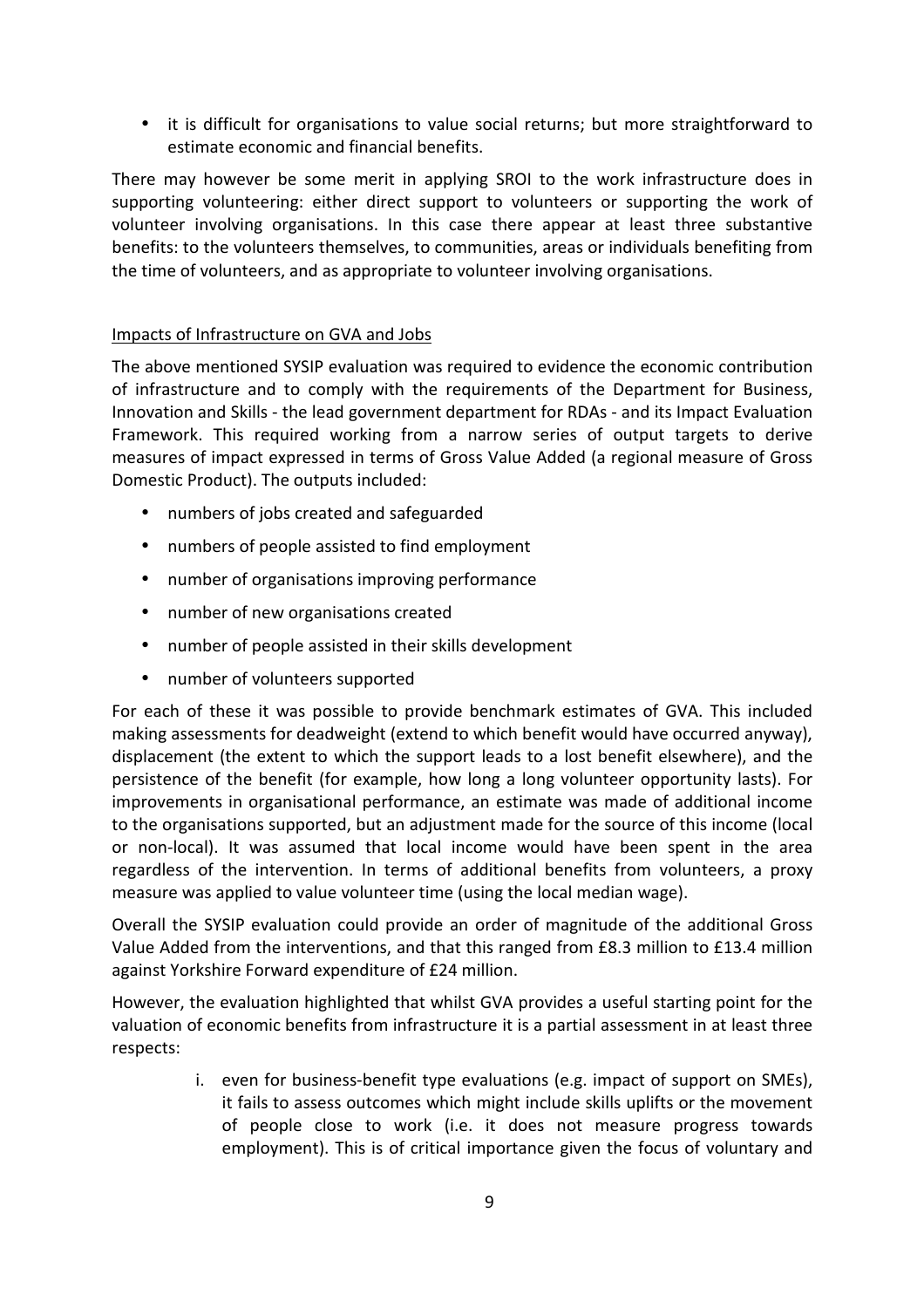- it is difficult for organisations to value social returns; but more straightforward to estimate economic and financial benefits.

There may however be some merit in applying SROI to the work infrastructure does in supporting volunteering: either direct support to volunteers or supporting the work of volunteer involving organisations. In this case there appear at least three substantive benefits: to the volunteers themselves, to communities, areas or individuals benefiting from the time of volunteers, and as appropriate to volunteer involving organisations.

Impacts of Infrastructure on GVA and Jobs

The above mentioned SYSIP evaluation was required to evidence the economic contribution of infrastructure and to comply with the requirements of the Department for Business, Innovation and Skills - the lead government department for RDAs - and its Impact Evaluation Framework. This required working from a narrow series of output targets to derive measures of impact expressed in terms of Gross Value Added (a regional measure of Gross Domestic Product). The outputs included:

- numbers of jobs created and safeguarded
- numbers of people assisted to find employment
- number of organisations improving performance
- number of new organisations created
- number of people assisted in their skills development
- number of volunteers supported

For each of these it was possible to provide benchmark estimates of GVA. This included making assessments for deadweight (extend to which benefit would have occurred anyway), displacement (the extent to which the support leads to a lost benefit elsewhere), and the persistence of the benefit (for example, how long a long volunteer opportunity lasts). For improvements in organisational performance, an estimate was made of additional income to the organisations supported, but an adjustment made for the source of this income (local or non-local). It was assumed that local income would have been spent in the area regardless of the intervention. In terms of additional benefits from volunteers, a proxy measure was applied to value volunteer time (using the local median wage).

Overall the SYSIP evaluation could provide an order of magnitude of the additional Gross Value Added from the interventions, and that this ranged from £8.3 million to £13.4 million against Yorkshire Forward expenditure of £24 million.

However, the evaluation highlighted that whilst GVA provides a useful starting point for the valuation of economic benefits from infrastructure it is a partial assessment in at least three respects:

i. even for business-benefit type evaluations (e.g. impact of support on SMEs), it fails to assess outcomes which might include skills uplifts or the movement of people close to work (i.e. it does not measure progress towards employment). This is of critical importance given the focus of voluntary and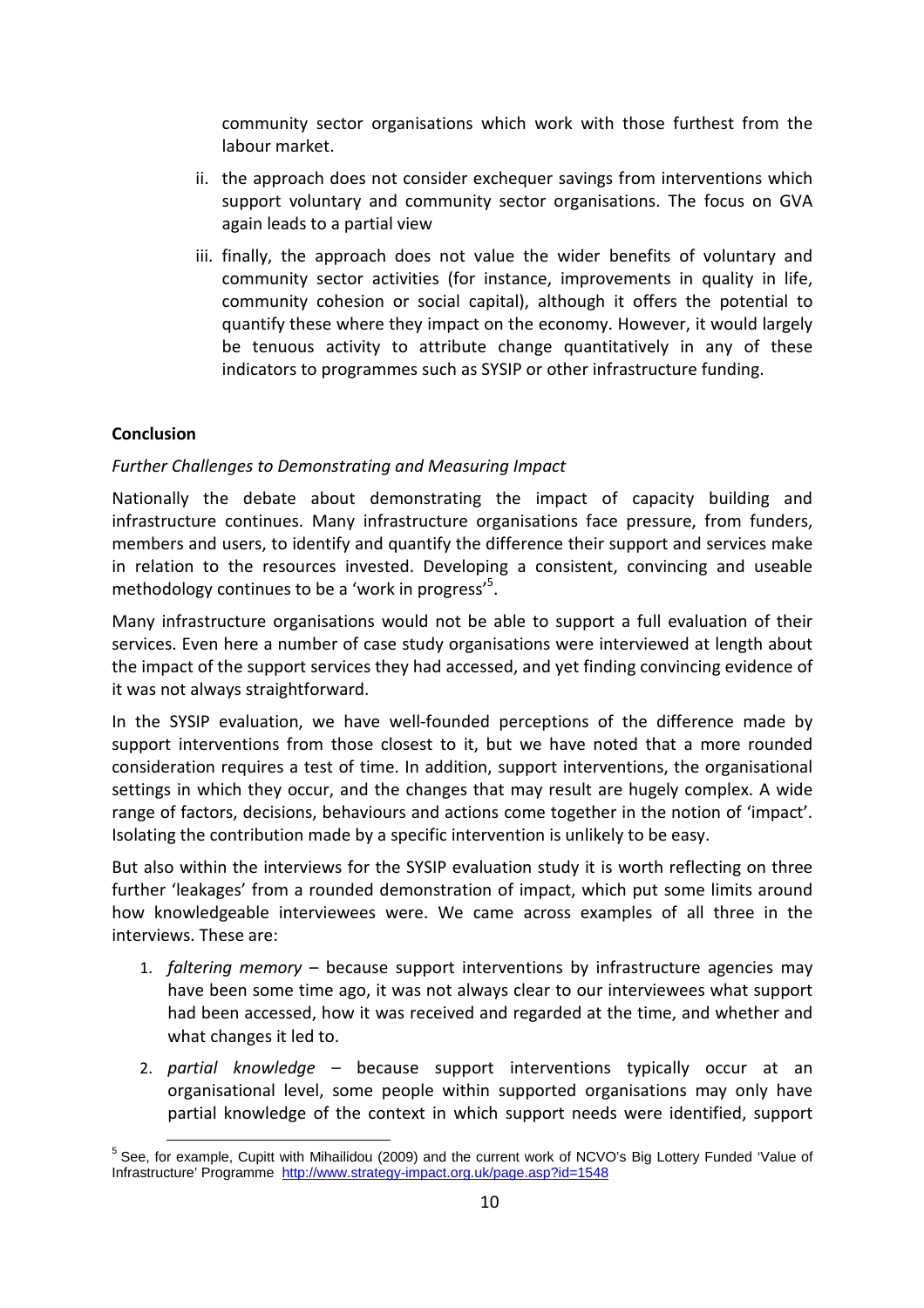community sector organisations which work with those furthest from the labour market.

ii. the approach does not consider exchequer savings from interventions which support voluntary and community sector organisations. The focus on GVA again leads to a partial view

iii. finally, the approach does not value the wider benefits of voluntary and community sector activities (for instance, improvements in quality in life, community cohesion or social capital), although it offers the potential to quantify these where they impact on the economy. However, it would largely be tenuous activity to attribute change quantitatively in any of these indicators to programmes such as SYSIP or other infrastructure funding.

**Conclusion**

*Further Challenges to Demonstrating and Measuring Impact*

Nationally the debate about demonstrating the impact of capacity building and infrastructure continues. Many infrastructure organisations face pressure, from funders, members and users, to identify and quantify the difference their support and services make in relation to the resources invested. Developing a consistent, convincing and useable methodology continues to be a 'work in progress'[5].

Many infrastructure organisations would not be able to support a full evaluation of their services. Even here a number of case study organisations were interviewed at length about the impact of the support services they had accessed, and yet finding convincing evidence of it was not always straightforward.

In the SYSIP evaluation, we have well-founded perceptions of the difference made by support interventions from those closest to it, but we have noted that a more rounded consideration requires a test of time. In addition, support interventions, the organisational settings in which they occur, and the changes that may result are hugely complex. A wide range of factors, decisions, behaviours and actions come together in the notion of 'impact'. Isolating the contribution made by a specific intervention is unlikely to be easy.

But also within the interviews for the SYSIP evaluation study it is worth reflecting on three further 'leakages' from a rounded demonstration of impact, which put some limits around how knowledgeable interviewees were. We came across examples of all three in the interviews. These are:

1. *faltering memory* – because support interventions by infrastructure agencies may have been some time ago, it was not always clear to our interviewees what support had been accessed, how it was received and regarded at the time, and whether and what changes it led to.
2. *partial knowledge* – because support interventions typically occur at an organisational level, some people within supported organisations may only have partial knowledge of the context in which support needs were identified, support

[5] See, for example, Cupitt with Mihailidou (2009) and the current work of NCVO's Big Lottery Funded 'Value of Infrastructure' Programme http://www.strategy-impact.org.uk/page.asp?id=1548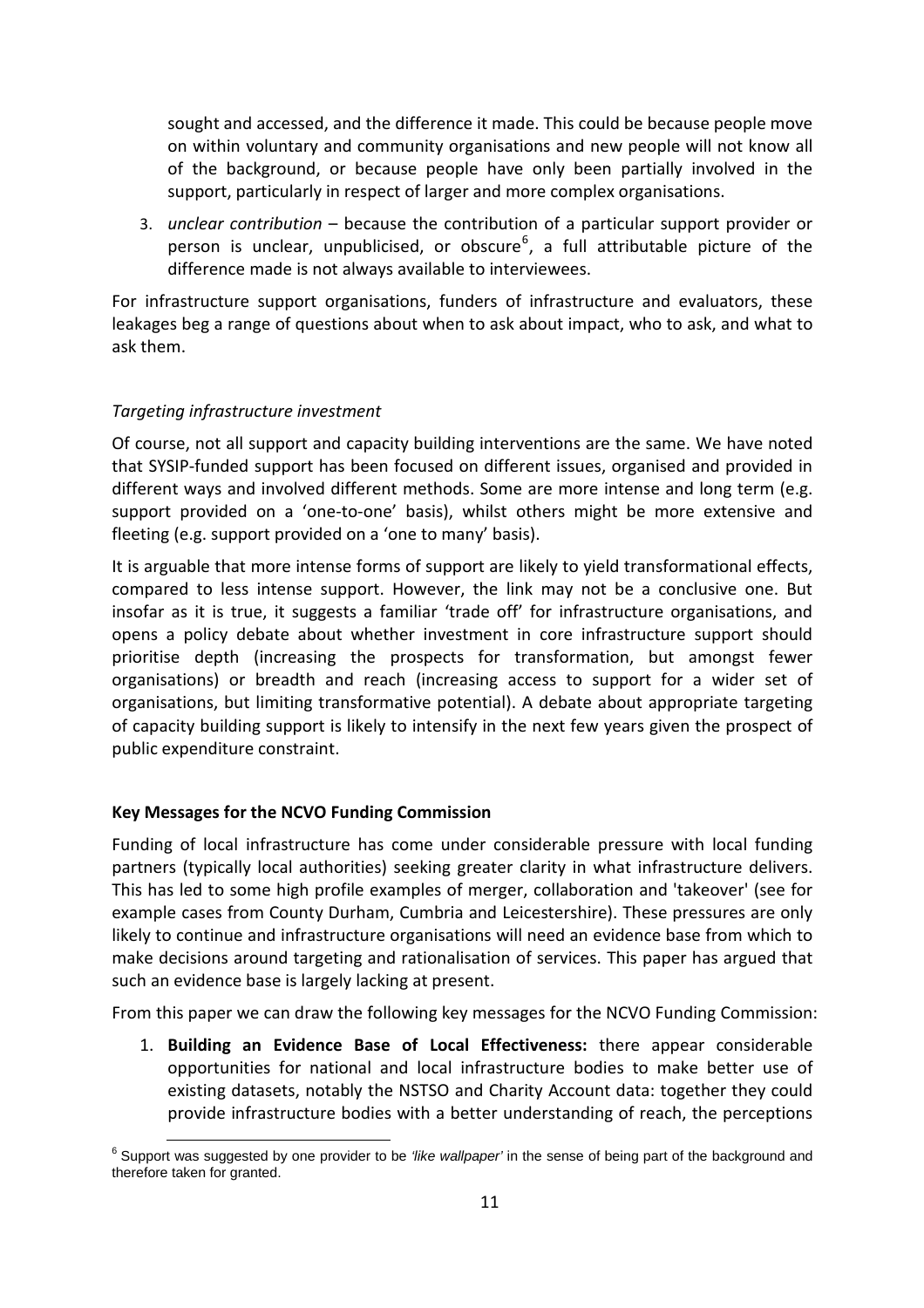sought and accessed, and the difference it made. This could be because people move on within voluntary and community organisations and new people will not know all of the background, or because people have only been partially involved in the support, particularly in respect of larger and more complex organisations.

3. *unclear contribution* – because the contribution of a particular support provider or person is unclear, unpublicised, or obscure[6], a full attributable picture of the difference made is not always available to interviewees.

For infrastructure support organisations, funders of infrastructure and evaluators, these leakages beg a range of questions about when to ask about impact, who to ask, and what to ask them.

*Targeting infrastructure investment*

Of course, not all support and capacity building interventions are the same. We have noted that SYSIP-funded support has been focused on different issues, organised and provided in different ways and involved different methods. Some are more intense and long term (e.g. support provided on a 'one-to-one' basis), whilst others might be more extensive and fleeting (e.g. support provided on a 'one to many' basis).

It is arguable that more intense forms of support are likely to yield transformational effects, compared to less intense support. However, the link may not be a conclusive one. But insofar as it is true, it suggests a familiar 'trade off' for infrastructure organisations, and opens a policy debate about whether investment in core infrastructure support should prioritise depth (increasing the prospects for transformation, but amongst fewer organisations) or breadth and reach (increasing access to support for a wider set of organisations, but limiting transformative potential). A debate about appropriate targeting of capacity building support is likely to intensify in the next few years given the prospect of public expenditure constraint.

**Key Messages for the NCVO Funding Commission**

Funding of local infrastructure has come under considerable pressure with local funding partners (typically local authorities) seeking greater clarity in what infrastructure delivers. This has led to some high profile examples of merger, collaboration and 'takeover' (see for example cases from County Durham, Cumbria and Leicestershire). These pressures are only likely to continue and infrastructure organisations will need an evidence base from which to make decisions around targeting and rationalisation of services. This paper has argued that such an evidence base is largely lacking at present.

From this paper we can draw the following key messages for the NCVO Funding Commission:

1. **Building an Evidence Base of Local Effectiveness:** there appear considerable opportunities for national and local infrastructure bodies to make better use of existing datasets, notably the NSTSO and Charity Account data: together they could provide infrastructure bodies with a better understanding of reach, the perceptions

[6] Support was suggested by one provider to be *'like wallpaper'* in the sense of being part of the background and therefore taken for granted.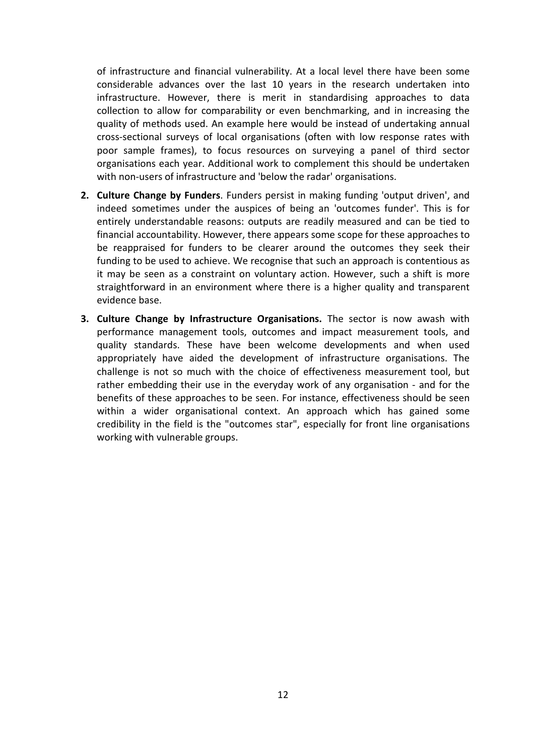of infrastructure and financial vulnerability. At a local level there have been some considerable advances over the last 10 years in the research undertaken into infrastructure. However, there is merit in standardising approaches to data collection to allow for comparability or even benchmarking, and in increasing the quality of methods used. An example here would be instead of undertaking annual cross-sectional surveys of local organisations (often with low response rates with poor sample frames), to focus resources on surveying a panel of third sector organisations each year. Additional work to complement this should be undertaken with non-users of infrastructure and 'below the radar' organisations.

2. **Culture Change by Funders**. Funders persist in making funding 'output driven', and indeed sometimes under the auspices of being an 'outcomes funder'. This is for entirely understandable reasons: outputs are readily measured and can be tied to financial accountability. However, there appears some scope for these approaches to be reappraised for funders to be clearer around the outcomes they seek their funding to be used to achieve. We recognise that such an approach is contentious as it may be seen as a constraint on voluntary action. However, such a shift is more straightforward in an environment where there is a higher quality and transparent evidence base.

3. **Culture Change by Infrastructure Organisations.** The sector is now awash with performance management tools, outcomes and impact measurement tools, and quality standards. These have been welcome developments and when used appropriately have aided the development of infrastructure organisations. The challenge is not so much with the choice of effectiveness measurement tool, but rather embedding their use in the everyday work of any organisation - and for the benefits of these approaches to be seen. For instance, effectiveness should be seen within a wider organisational context. An approach which has gained some credibility in the field is the "outcomes star", especially for front line organisations working with vulnerable groups.